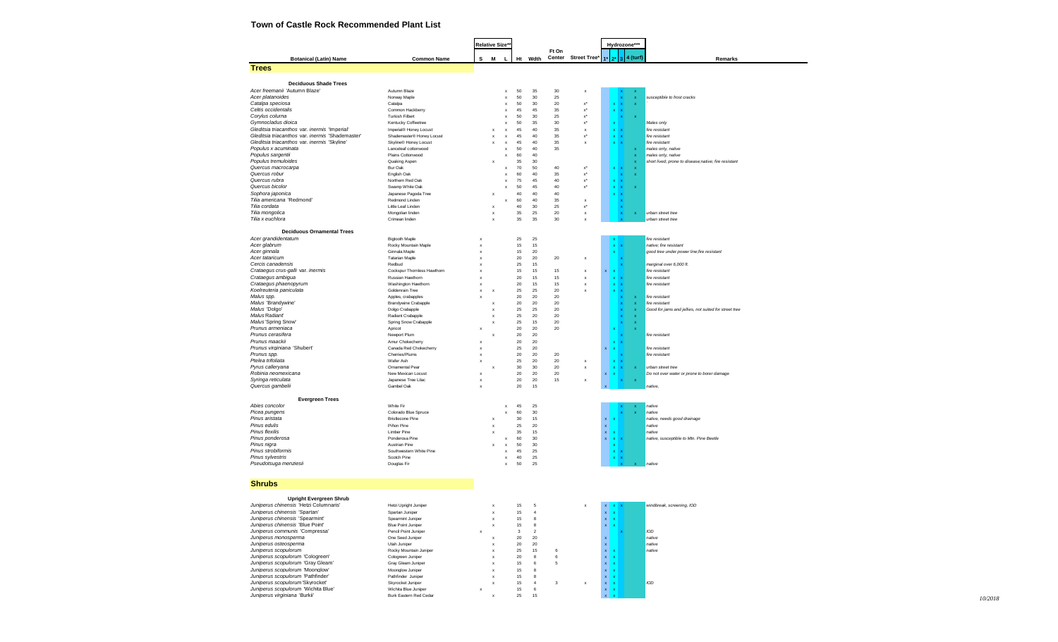# Town of Castle Rock Recommended Plant List

| Botanical (Latin) Name | Common Name | Relative Size** S | M | L | Ht | Wdth | Ft On Center | Street Tree* | Hydrozone*** 1* | 2* | 3 | 4 (turf) | Remarks |
|---|---|---|---|---|---|---|---|---|---|---|---|---|---|
| **Trees** | | | | | | | | | | | | | |
| **Deciduous Shade Trees** | | | | | | | | | | | | | |
| *Acer freemanii* 'Autumn Blaze' | Autumn Blaze | | | x | 50 | 35 | 30 | x | | | x | x | |
| *Acer platanoides* | Norway Maple | | | x | 50 | 30 | 25 | | | | x | x | susceptible to frost cracks |
| *Catalpa speciosa* | Catalpa | | | x | 50 | 30 | 20 | x* | | x | x | x | |
| *Celtis occidentalis* | Common Hackberry | | | x | 45 | 45 | 35 | x* | | x | x | | |
| *Corylus colurna* | Turkish Filbert | | | x | 50 | 30 | 25 | x* | | | x | x | |
| *Gymnocladus dioica* | Kentucky Coffeetree | | | x | 50 | 35 | 30 | x* | | x | | | Males only |
| *Gleditsia triacanthos* var. *inermis* 'Imperial' | Imperial® Honey Locust | | x | x | 45 | 40 | 35 | x | | x | x | | fire resistant |
| *Gleditsia triacanthos* var. *inermis* 'Shademaster' | Shademaster® Honey Locust | | x | x | 45 | 40 | 35 | x* | | x | x | | fire resistant |
| *Gleditsia triacanthos* var. *inermis* 'Skyline' | Skyline® Honey Locust | | x | x | 45 | 40 | 35 | x | | x | x | | fire resistant |
| *Populus x acuminata* | Lanceleaf cottonwood | | | x | 50 | 40 | 35 | | | | | x | males only, native |
| *Populus sargentii* | Plains Cottonwood | | | x | 60 | 40 | | | | | | x | males only, native |
| *Populus tremuloides* | Quaking Aspen | | x | | 35 | 30 | | | | | | x | short lived; prone to disease;native; fire resistant |
| *Quercus macrocarpa* | Bur Oak | | | x | 70 | 50 | 40 | x* | | x | x | x | |
| *Quercus robur* | English Oak | | | x | 60 | 40 | 35 | x* | | | x | x | |
| *Quercus rubra* | Northern Red Oak | | | x | 75 | 45 | 40 | x* | | x | x | | |
| *Quercus bicolor* | Swamp White Oak | | | x | 50 | 45 | 40 | x* | | x | x | x | |
| *Sophora japonica* | Japanese Pagoda Tree | | x | | 40 | 40 | 40 | | | x | x | | |
| *Tilia americana* 'Redmond' | Redmond Linden | | | x | 60 | 40 | 35 | x | | | x | | |
| *Tilia cordata* | Little Leaf Linden | | x | | 40 | 30 | 25 | x* | | | x | | |
| *Tilia mongolica* | Mongolian linden | | x | | 35 | 25 | 20 | x | | | x | x | urban street tree |
| *Tilia x euchlora* | Crimean linden | | x | | 35 | 35 | 30 | x | | | x | | urban street tree |
| **Deciduous Ornamental Trees** | | | | | | | | | | | | | |
| *Acer grandidentatum* | Bigtooth Maple | x | | | 25 | 25 | | | | x | | | fire resistant |
| *Acer glabrum* | Rocky Mountain Maple | x | | | 15 | 15 | | | | x | x | | native; fire resistant |
| *Acer ginnala* | Ginnala Maple | x | | | 15 | 20 | | | | x | | | good tree under power line;fire resistant |
| *Acer tataricum* | Tatarian Maple | x | | | 20 | 20 | 20 | x | | | x | | |
| *Cercis canadensis* | Redbud | x | | | 25 | 15 | | | | | x | | marginal over 6,000 ft. |
| *Crataegus crus-galli* var. *inermis* | Cockspur Thornless Hawthorn | x | | | 15 | 15 | 15 | x | x | x | | | fire resistant |
| *Crataegus ambigua* | Russian Hawthorn | x | | | 20 | 15 | 15 | x | | x | x | | fire resistant |
| *Crataegus phaenopyrum* | Washington Hawthorn | x | | | 20 | 15 | 15 | x | | x | x | | fire resistant |
| *Koelreuteria paniculata* | Goldenrain Tree | x | x | | 25 | 25 | 20 | x | | x | x | | |
| *Malus spp.* | Apples, crabapples | x | | | 20 | 20 | 20 | | | | x | x | fire resistant |
| *Malus* 'Brandywine' | Brandywine Crabapple | | x | | 20 | 20 | 20 | | | | x | x | fire resistant |
| *Malus* 'Dolgo' | Dolgo Crabapple | | x | | 25 | 25 | 20 | | | | x | x | Good for jams and jellies, not suited for street tree |
| *Malus* Radiant' | Radiant Crabapple | | x | | 25 | 20 | 20 | | | | x | x | |
| *Malus* 'Spring Snow' | Spring Snow Crabapple | | x | | 25 | 15 | 20 | | | | x | x | |
| *Prunus armeniaca* | Apricot | x | | | 20 | 20 | 20 | | | x | | x | |
| *Prunus cerasifera* | Newport Plum | | x | | 20 | 20 | | | | | x | | fire resistant |
| *Prunus maackii* | Amur Chokecherry | x | | | 20 | 20 | | | | x | x | | |
| *Prunus virginiana* 'Shubert' | Canada Red Chokecherry | x | | | 25 | 20 | | | x | x | | | fire resistant |
| *Prunus spp.* | Cherries/Plums | x | | | 20 | 20 | 20 | | | | x | | fire resistant |
| *Ptelea trifoliata* | Wafer Ash | x | | | 25 | 20 | 20 | x | | x | x | | |
| *Pyrus calleryana* | Ornamental Pear | | x | | 30 | 30 | 20 | x | | x | x | x | urban street tree |
| *Robinia neomexicana* | New Mexican Locust | x | | | 20 | 20 | 20 | | x | x | | | Do not over water or prone to borer damage |
| *Syringa reticulata* | Japanese Tree Lilac | x | | | 20 | 20 | 15 | x | | | x | x | |
| *Quercus gambelii* | Gambel Oak | x | | | 20 | 15 | | | x | | | | native, |
| **Evergreen Trees** | | | | | | | | | | | | | |
| *Abies concolor* | White Fir | | | x | 45 | 25 | | | | | x | x | native |
| *Picea pungens* | Colorado Blue Spruce | | | x | 60 | 30 | | | | | x | x | native |
| *Pinus aristata* | Bristlecone Pine | | x | | 30 | 15 | | | x | x | | | native, needs good drainage |
| *Pinus edulis* | Piñon Pine | | x | | 25 | 20 | | | x | | | | native |
| *Pinus flexilis* | Limber Pine | | x | | 35 | 15 | | | x | x | | | native |
| *Pinus ponderosa* | Ponderosa Pine | | | x | 60 | 30 | | | x | x | x | | native, susceptible to Mtn. Pine Beetle |
| *Pinus nigra* | Austrian Pine | | x | x | 50 | 30 | | | | x | | | |
| *Pinus strobiformis* | Southwestern White Pine | | | x | 45 | 25 | | | | x | x | | |
| *Pinus sylvestris* | Scotch Pine | | | x | 40 | 25 | | | | x | x | | |
| *Pseudotsuga menziesii* | Douglas Fir | | | x | 50 | 25 | | | | | x | x | native |
| **Shrubs** | | | | | | | | | | | | | |
| **Upright Evergreen Shrub** | | | | | | | | | | | | | |
| *Juniperus chinensis* 'Hetzi Columnaris' | Hetzi Upright Juniper | | x | | 15 | 5 | | x | x | x | x | | windbreak, screening, IOD |
| *Juniperus chinensis* 'Spartan' | Spartan Juniper | | x | | 15 | 4 | | | x | x | | | |
| *Juniperus chinensis* 'Spearmint' | Spearmint Juniper | | x | | 15 | 8 | | | x | x | | | |
| *Juniperus chinensis* 'Blue Point' | Blue Point Juniper | | x | | 15 | 8 | | | x | x | | | |
| *Juniperus communis* 'Compressa' | Pencil Point Juniper | x | | | 3 | 2 | | | | | x | | IOD |
| *Juniperus monosperma* | One Seed Juniper | | x | | 20 | 20 | | | x | | | | native |
| *Juniperus osteosperma* | Utah Juniper | | x | | 20 | 20 | | | x | | | | native |
| *Juniperus scopulorum* | Rocky Mountain Juniper | | x | | 25 | 15 | 6 | | x | x | | | native |
| *Juniperus scopulorum* 'Cologreen' | Cologreen Juniper | | x | | 20 | 8 | 6 | | x | x | | | |
| *Juniperus scopulorum* 'Gray Gleam' | Gray Gleam Juniper | | x | | 15 | 6 | 5 | | x | x | | | |
| *Juniperus scopulorum* 'Moonglow' | Moonglow Juniper | | x | | 15 | 8 | | | x | x | | | |
| *Juniperus scopulorum* 'Pathfinder' | Pathfinder Juniper | | x | | 15 | 8 | | | x | x | | | |
| *Juniperus scopulorum* 'Skyrocket' | Skyrocket Juniper | | x | | 15 | 4 | 3 | x | x | x | | | IOD |
| *Juniperus scopulorum* 'Wichita Blue' | Wichita Blue Juniper | x | | | 15 | 6 | | | x | x | | | |
| *Juniperus virginiana* 'Burkii' | Burk Eastern Red Cedar | | x | | 25 | 15 | | | x | x | | | |

10/2018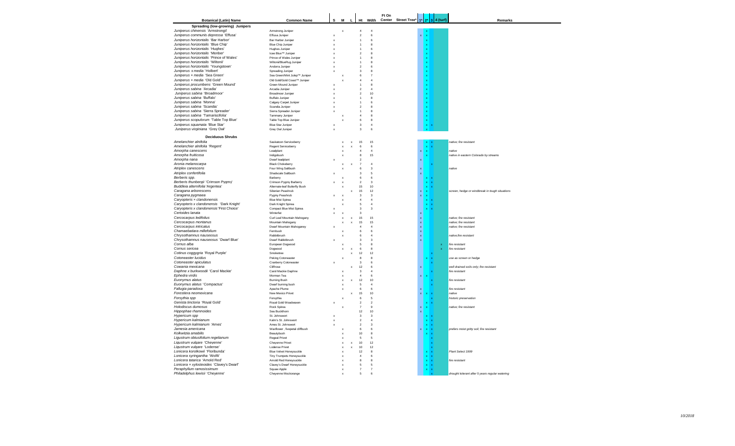| Botanical (Latin) Name | Common Name | S | M | L | Ht | Wdth | Ft On Center | Street Tree* | 1* | 2* | 3 | 4 (turf) | Remarks |
|---|---|---|---|---|---|---|---|---|---|---|---|---|---|
| **Spreading (low-growing) Junipers** | | | | | | | | | | | | | |
| *Juniperus chinensis* 'Armstrongii' | Armstrong Juniper | | x | | 4 | 4 | | | | x | | | |
| *Juniperus communis depressa* 'Effusa' | Effusa Juniper | x | | | 2 | 6 | | | x | x | | | |
| *Juniperus horizontalis* 'Bar Harbor' | Bar Harbor Juniper | x | | | 1 | 6 | | | | x | | | |
| *Juniperus horizontalis* 'Blue Chip' | Blue Chip Juniper | x | | | 1 | 8 | | | | x | | | |
| *Juniperus horizontalis* 'Hughes' | Hughes Juniper | x | | | 1 | 6 | | | | x | | | |
| *Juniperus horizontalis* 'Monber' | Icee Blue™ Juniper | x | | | 2 | 8 | | | | x | | | |
| *Juniperus horizontalis* 'Prince of Wales' | Prince of Wales Juniper | x | | | 1 | 8 | | | | x | | | |
| *Juniperus horizontalis* 'Wiltonii' | Wiltonii/BlueRug Juniper | x | | | 1 | 8 | | | | x | | | |
| *Juniperus horizontalis* 'Youngstown' | Andorra Juniper | x | | | 2 | 6 | | | | x | | | |
| *Juniperus x media* 'Holbert' | Spreading Juniper | x | | | 3 | 8 | | | | x | | | |
| *Juniperus × media* 'Sea Green' | Sea Green/Mint Julep™ Juniper | | x | | 6 | 7 | | | | x | | | |
| *Juniperus × media* 'Old Gold' | Old Gold/Gold Coast™ Juniper | | x | | 4 | 4 | | | | x | | | |
| *Juniperus procumbens* 'Green Mound' | Green Mound Juniper | x | | | 1 | 8 | | | | x | | | |
| *Juniperus sabina* 'Arcadia' | Arcadia Juniper | x | | | 2 | 4 | | | | x | | | |
| *Juniperus sabina* 'Broadmoor' | Broadmoor Juniper | x | | | 2 | 10 | | | | x | | | |
| *Juniperus sabina* 'Buffalo' | Buffalo Juniper | x | | | 1 | 8 | | | | x | | | |
| *Juniperus sabina* 'Monna' | Calgary Carpet Juniper | x | | | 1 | 6 | | | | x | | | |
| *Juniperus sabina* 'Scandia' | Scandia Juniper | x | | | 2 | 8 | | | | x | | | |
| *Juniperus sabina* 'Sierra Spreader' | Sierra Spreader Juniper | x | | | 1 | 8 | | | | x | | | |
| *Juniperus sabina* 'Tamariscifolia' | Tammany Juniper | | x | | 4 | 8 | | | | x | | | |
| *Juniperus scopulorum* 'Table Top Blue' | Table Top Blue Juniper | | x | | 6 | 8 | | | | x | | | |
| *Juniperus squamata* 'Blue Star' | Blue Star Juniper | x | | | 3 | 4 | | | | x | x | | |
| *Juniperus virginiana* 'Grey Owl' | Grey Owl Juniper | x | | | 3 | 6 | | | | x | | | |
| **Deciduous Shrubs** | | | | | | | | | | | | | |
| *Amelanchier alnifolia* | Saskatoon Serviceberry | | x | x | 15 | 15 | | | | x | x | | native; fire resistant |
| *Amelanchier alnifolia* 'Regent' | Regent Serviceberry | | x | x | 6 | 6 | | | | x | x | | |
| *Amorpha canescens* | Leadplant | | x | | 4 | 4 | | | x | x | | | native |
| *Amorpha fruiticosa* | Indigobush | | x | | 8 | 15 | | | | x | | | native in eastern Colorado by streams |
| *Amorpha nana* | Dwarf leadplant | x | | | 2 | | | | x | | | | |
| *Aronia melanocarpa* | Black Chokeberry | | x | x | 7 | 4 | | | | | x | | |
| *Atriplex canescens* | Four Wing Saltbush | | x | | 6 | 3 | | | x | | | | native |
| *Atriplex confertifolia* | Shadscale Saltbush | x | | | 3 | 5 | | | x | | | | |
| *Berberis spp.* | Barberry | | x | | 6 | 6 | | | | x | x | | |
| *Berberis thunbergii* 'Crimson Pygmy' | Crimson Pygmy Barberry | x | x | | 2 | 3 | | | | x | x | | |
| *Buddleia alternifolia* 'Argentea' | Alternate-leaf Butterfly Bush | | x | | 15 | 10 | | | | x | x | | |
| *Caragana arborescens* | Siberian Peashrub | | | x | 15 | 12 | | | x | x | | | screen, hedge or windbreak in tough situations |
| *Caragana pygmaea* | Pygmy Peashrub | x | x | | 3 | 3 | | | x | x | | | |
| *Caryopteris × clandonensis* | Blue Mist Spirea | | x | | 4 | 4 | | | | x | x | | |
| *Caryopteris x clandonensis* 'Dark Knight' | Dark Knight Spirea | | x | | 5 | 4 | | | | x | x | | |
| *Caryopteris x clandonensis* 'First Choice' | Compact Blue Mist Spirea | x | | | 3 | 3 | | | | x | x | | |
| *Certoides lanata* | Winterfat | x | x | | 3 | | | | x | | | | |
| *Cercocarpus ledifolius* | Curl Leaf Mountain Mahogany | | x | x | 15 | 15 | | | x | | | | native; fire resistant |
| *Cercocarpus montanus* | Mountain Mahogany | | x | x | 15 | 15 | | | x | | | | native; fire resistant |
| *Cercocarpus intricatus* | Dwarf Mountain Mahogany | x | | | 4 | 4 | | | x | | | | native; fire resistant |
| *Chamaebatiara millefolium* | Fernbush | | x | | 6 | 6 | | | x | | | | |
| *Chrysothamnus nauseosus* | Rabbitbrush | | x | | 6 | 4 | | | x | | | | native;fire resistant |
| *Chrysothamnus nauseosus* 'Dwarf Blue' | Dwarf Rabbitbrush | x | | | 3 | 3 | | | x | | | | |
| *Cornus alba* | European Dogwood | | x | | 5 | 8 | | | | | | x | fire resistant |
| *Cornus sericea* | Dogwood | | x | x | 6 | 8 | | | | | | x | fire resistant |
| *Cotinus coggygria* 'Royal Purple' | Smoketree | | | x | 12 | 12 | | | | | x | | |
| *Cotoneaster lucidus* | Peking Cotoneaster | | x | | 8 | 8 | | | | x | x | | use as screen or hedge |
| *Cotoneaster apiculatus* | Cranberry Cotoneaster | x | | | 3 | 6 | | | | | x | | |
| *Cowania mexicana* | Cliffrose | | | x | 12 | 6 | | | x | | | | well drained soils only; fire resistant |
| *Daphne x burkwoodii* 'Carol Mackie' | Carol Mackie Daphne | | x | | 3 | 4 | | | | | x | | fire resistant |
| *Ephedra viridis* | Morman Tea | | x | | 4 | 6 | | | x | x | | | |
| *Euonymus alatus* | Burning Bush | | x | x | 12 | 10 | | | | | x | | fire resistant |
| *Euonymus alatus* 'Compactus' | Dwarf burning bush | | x | | 5 | 4 | | | | | x | | |
| *Fallugia paradoxa* | Apache Plume | | x | | 6 | 6 | | | x | | | | fire resistant |
| *Forestiera neomexicana* | New Mexico Privet | | | x | 15 | 10 | | | x | x | x | | native |
| *Forsythia spp* | Forsythia | | x | | 6 | 5 | | | | | x | | historic preservation |
| *Genista tinctoria* 'Royal Gold' | Royal Gold Woadwaxen | x | | | 2 | 2 | | | | x | x | | |
| *Holodiscus dumosus* | Rock Spirea | | x | | 7 | 9 | | | x | x | | | native; fire resistant |
| *Hippophae rhamnoides* | Sea Buckthorn | | | | 12 | 10 | | | x | | | | |
| *Hypericum spp* | St. Johnswort | x | | | 3 | 3 | | | | x | x | | |
| *Hypericum kalmianum* | Kalm's St. Johnswort | x | | | 2 | 4 | | | | x | x | | |
| *Hypericum kalmianum* 'Ames' | Ames St. Johnswort | x | | | 2 | 3 | | | | x | x | | |
| *Jamesia americana* | Waxflower , fivepetal cliffbush | | x | | 6 | 6 | | | x | x | x | | prefers moist gritty soil; fire resistant |
| *Kolkwitzia amabilis* | Beautybush | | x | | 10 | 8 | | | | x | x | | |
| *Ligustrum obtusifolium regelianum* | Regeal Privet | | x | | 5 | 5 | | | | | x | | |
| *Ligustrum vulgare* 'Cheyenne' | Cheyenne Privet | | x | x | 10 | 12 | | | | | x | | |
| *Ligustrum vulgare* 'Lodense' | Lodense Privet | | x | x | 10 | 12 | | | | | x | | |
| *Lonicera korolkowii* 'Floribunda' | Blue Velvet Honeysuckle | | x | | 12 | 8 | | | | x | x | | Plant Select 1999 |
| *Lonicera syringantha* 'Wolfii' | Tiny Trumpets Honeysuckle | | x | | 4 | 6 | | | | x | x | | |
| *Lonicera tatarica* 'Arnold Red' | Arnold Red Honeysuckle | | x | | 8 | 8 | | | | x | x | | fire resistant |
| *Lonicera × xylosteoides* 'Clavey's Dwarf' | Clavey's Dwarf Honeysuckle | | x | | 5 | 5 | | | | x | x | | |
| *Peraphyllum ramosissimum* | Squaw Apple | | x | | 7 | 7 | | | | x | x | | |
| *Philadelphus lewisii* 'Cheyenne' | Cheyenne Mockorange | | x | | 5 | 6 | | | | | x | | drought tolerant after 5 years regular watering |

10/2018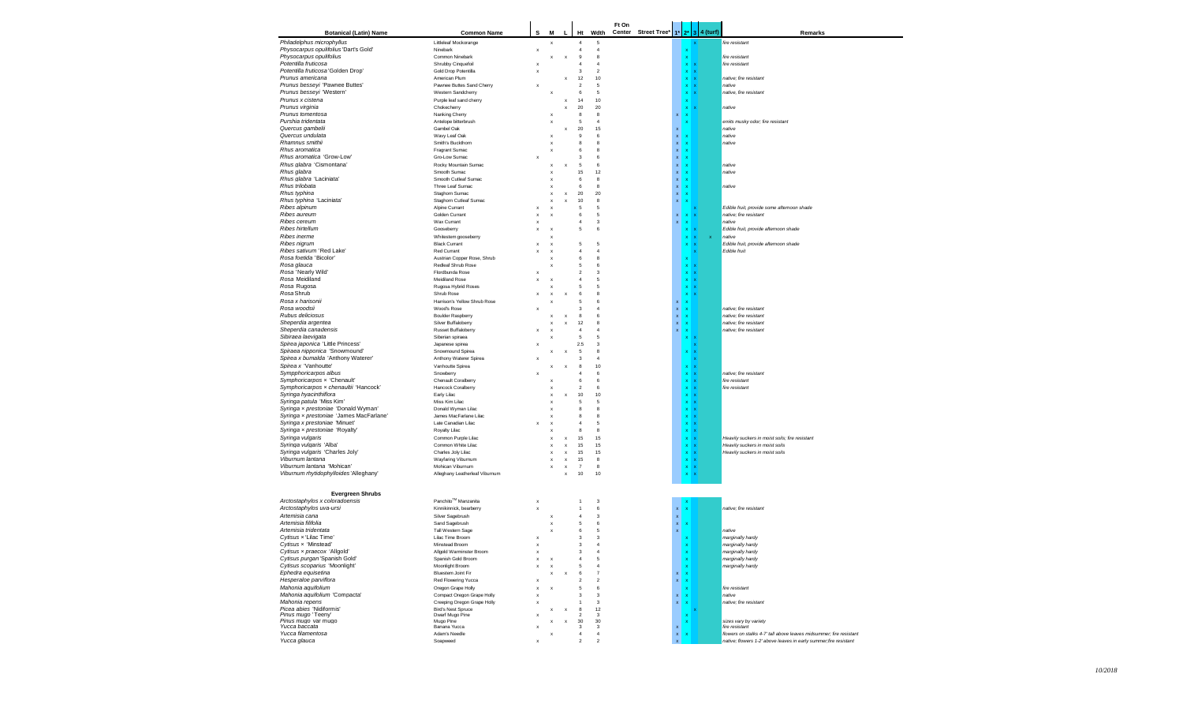| Botanical (Latin) Name | Common Name | S | M | L | Ht | Wdth | Ft On Center | Street Tree* | 1* | 2* | 3 | 4 (turf) | Remarks |
|---|---|---|---|---|---|---|---|---|---|---|---|---|---|
| *Philadelphus microphyllus* | Littleleaf Mockorange | | x | | 4 | 5 | | | | | x | | fire resistant |
| *Physocarpus opulifolius* 'Dart's Gold' | Ninebark | x | | | 4 | 4 | | | | x | | | |
| *Physocarpus opulifolius* | Common Ninebark | | x | x | 9 | 8 | | | | x | | | fire resistant |
| *Potentilla fruticosa* | Shrubby Cinquefoil | x | | | 4 | 4 | | | | x | x | | fire resistant |
| *Potentilla fruticosa* 'Golden Drop' | Gold Drop Potentilla | x | | | 3 | 2 | | | | x | x | | |
| *Prunus americana* | American Plum | | | x | 12 | 10 | | | | x | x | | native; fire resistant |
| *Prunus besseyi* 'Pawnee Buttes' | Pawnee Buttes Sand Cherry | x | | | 2 | 5 | | | | x | x | | native |
| *Prunus besseyi* 'Western' | Western Sandcherry | | x | | 6 | 5 | | | | x | x | | native; fire resistant |
| *Prunus x cistena* | Purple leaf sand cherry | | | x | 14 | 10 | | | | x | | | |
| *Prunus virginia* | Chokecherry | | | x | 20 | 20 | | | | x | x | | native |
| *Prunus tomentosa* | Nanking Cherry | | x | | 8 | 8 | | | x | x | | | |
| *Purshia tridentata* | Antelope bitterbrush | | x | | 5 | 4 | | | | x | | | emits musky odor; fire resistant |
| *Quercus gambelii* | Gambel Oak | | | x | 20 | 15 | | | x | | | | native |
| *Quercus undulata* | Wavy Leaf Oak | | x | | 9 | 6 | | | x | x | | | native |
| *Rhamnus smithii* | Smith's Buckthorn | | x | | 8 | 8 | | | x | x | | | native |
| *Rhus aromatica* | Fragrant Sumac | | x | | 6 | 8 | | | x | x | | | |
| *Rhus aromatica* 'Grow-Low' | Gro-Low Sumac | x | | | 3 | 6 | | | x | x | | | |
| *Rhus glabra* 'Cismontana' | Rocky Mountain Sumac | | x | x | 5 | 6 | | | x | x | | | native |
| *Rhus glabra* | Smooth Sumac | | x | | 15 | 12 | | | x | x | | | native |
| *Rhus glabra* 'Laciniata' | Smooth Cutleaf Sumac | | x | | 6 | 8 | | | x | x | | | |
| *Rhus trilobata* | Three Leaf Sumac | | x | | 6 | 8 | | | x | x | | | native |
| *Rhus typhina* | Staghorn Sumac | | x | x | 20 | 20 | | | x | x | | | |
| *Rhus typhina* 'Laciniata' | Staghorn Cutleaf Sumac | | x | x | 10 | 8 | | | x | x | | | |
| *Ribes alpinum* | Alpine Currant | x | x | | 5 | 5 | | | | | x | | Edible fruit, provide some afternoon shade |
| *Ribes aureum* | Golden Currant | x | x | | 6 | 5 | | | x | x | x | | native; fire resistant |
| *Ribes cereum* | Wax Currant | x | | | 4 | 3 | | | x | x | | | native |
| *Ribes hirtellum* | Gooseberry | x | x | | 5 | 6 | | | | x | x | | Edible fruit, provide afternoon shade |
| *Ribes inerme* | Whitestem gooseberry | | x | | | | | | | x | x | x | native |
| *Ribes nigrum* | Black Currant | x | x | | 5 | 5 | | | | x | x | | Edible fruit, provide afternoon shade |
| *Ribes sativum* 'Red Lake' | Red Currant | x | x | | 4 | 4 | | | | | x | | Edible fruit |
| *Rosa foetida* 'Bicolor' | Austrian Copper Rose, Shrub | | x | | 6 | 8 | | | | x | | | |
| *Rosa glauca* | Redleaf Shrub Rose | | x | | 5 | 6 | | | | x | x | | |
| *Rosa* 'Nearly Wild' | Floribunda Rose | x | | | 2 | 3 | | | | x | x | | |
| *Rosa* Meidiland | Meidiland Rose | x | x | | 4 | 5 | | | | x | x | | |
| *Rosa* Rugosa | Rugosa Hybrid Roses | | x | | 5 | 5 | | | | x | x | | |
| *Rosa* Shrub | Shrub Rose | x | x | x | 6 | 8 | | | | x | x | | |
| *Rosa x harisonii* | Harrison's Yellow Shrub Rose | | x | | 5 | 6 | | | x | x | | | |
| *Rosa woodsii* | Wood's Rose | x | | | 3 | 4 | | | x | x | | | native; fire resistant |
| *Rubus deliciosus* | Boulder Raspberry | | x | x | 8 | 6 | | | x | x | | | native; fire resistant |
| *Sheperdia argentea* | Silver Buffaloberry | | x | x | 12 | 8 | | | x | x | | | native; fire resistant |
| *Sheperdia canadensis* | Russet Buffaloberry | x | x | | 4 | 4 | | | x | x | | | native; fire resistant |
| *Sibiraea laevigata* | Siberian spiraea | | x | | 5 | 5 | | | | x | x | | |
| *Spirea japonica* 'Little Princess' | Japanese spirea | x | | | 2.5 | 3 | | | | | x | | |
| *Spiraea nipponica* 'Snowmound' | Snowmound Spirea | | x | x | 5 | 8 | | | | x | x | | |
| *Spirea x bumalda* 'Anthony Waterer' | Anthony Waterer Spirea | x | | | 3 | 4 | | | | | x | | |
| *Spirea x* 'Vanhoutte' | Vanhoutte Spirea | | x | x | 8 | 10 | | | | x | x | | |
| *Sympphoricarpos albus* | Snowberry | x | | | 4 | 6 | | | | x | x | | native; fire resistant |
| *Symphoricarpos ×* 'Chenault' | Chenault Coralberry | | x | | 6 | 6 | | | | x | x | | fire resistant |
| *Symphoricarpos × chenaultii* 'Hancock' | Hancock Coralberry | | x | | 2 | 6 | | | | x | x | | fire resistant |
| *Syringa hyacinthiflora* | Early Lilac | | x | x | 10 | 10 | | | | x | x | | |
| *Syringa patula* 'Miss Kim' | Miss Kim Lilac | | x | | 5 | 5 | | | | x | x | | |
| *Syringa × prestoniae* 'Donald Wyman' | Donald Wyman Lilac | | x | | 8 | 8 | | | | x | x | | |
| *Syringa × prestoniae* 'James MacFarlane' | James MacFarlane Lilac | | x | | 8 | 8 | | | | x | x | | |
| *Syringa x prestoniae* 'Minuet' | Late Canadian Lilac | x | x | | 4 | 5 | | | | x | x | | |
| *Syringa x prestoniae* 'Royalty' | Royalty Lilac | | x | | 8 | 8 | | | | x | x | | |
| *Syringa vulgaris* | Common Purple Lilac | | x | x | 15 | 15 | | | | x | x | | Heavily suckers in moist soils; fire resistant |
| *Syringa vulgaris* 'Alba' | Common White Lilac | | x | x | 15 | 15 | | | | x | x | | Heavily suckers in moist soils |
| *Syringa vulgaris* 'Charles Joly' | Charles Joly Lilac | | x | x | 15 | 15 | | | | x | x | | Heavily suckers in moist soils |
| *Viburnum lantana* | Wayfaring Viburnum | | x | x | 15 | 8 | | | | x | x | | |
| *Viburnum lantana* 'Mohican' | Mohican Viburnum | | x | x | 7 | 8 | | | | x | x | | |
| *Viburnum rhytidophylloides* 'Alleghany' | Alleghany Leatherleaf Viburnum | | | x | 10 | 10 | | | | x | x | | |
| **Evergreen Shrubs** | | | | | | | | | | | | | |
| *Arctostaphylos x coloradoensis* | Panchito™ Manzanita | x | | | 1 | 3 | | | | x | | | |
| *Arctostaphylos uva-ursi* | Kinnikinnick, bearberry | x | | | 1 | 6 | | | x | x | | | native; fire resistant |
| *Artemisia cana* | Silver Sagebrush | | x | | 4 | 3 | | | x | | | | |
| *Artemisia filifolia* | Sand Sagebrush | | x | | 5 | 6 | | | x | x | | | |
| *Artemisia tridentata* | Tall Western Sage | | x | | 6 | 5 | | | x | | | | native |
| *Cytisus ×* 'Lilac Time' | Lilac Time Broom | x | | | 3 | 3 | | | | x | | | marginally hardy |
| *Cytisus ×* 'Minstead' | Minstead Broom | x | | | 3 | 4 | | | | x | | | marginally hardy |
| *Cytisus × praecox* 'Allgold' | Allgold Warminster Broom | x | | | 3 | 4 | | | | x | | | marginally hardy |
| *Cytisus purgan* 'Spanish Gold' | Spanish Gold Broom | x | x | | 4 | 5 | | | | x | | | marginally hardy |
| *Cytisus scoparius* 'Moonlight' | Moonlight Broom | x | x | | 5 | 4 | | | | x | | | marginally hardy |
| *Ephedra equisetina* | Bluestem Joint Fir | | x | x | 6 | 7 | | | x | x | | | |
| *Hesperaloe parviflora* | Red Flowering Yucca | x | | | 2 | 2 | | | x | x | | | |
| *Mahonia aquifolium* | Oregon Grape Holly | x | x | | 5 | 6 | | | | x | | | fire resistant |
| *Mahonia aquifolium* 'Compacta' | Compact Oregon Grape Holly | x | | | 3 | 3 | | | x | x | | | native |
| *Mahonia repens* | Creeping Oregon Grape Holly | x | | | 1 | 3 | | | x | x | | | native; fire resistant |
| *Picea abies* 'Nidiformis' | Bird's Nest Spruce | | x | x | 8 | 12 | | | | | x | | |
| *Pinus mugo* 'Teeny' | Dwarf Mugo Pine | x | | | 2 | 3 | | | | x | | | |
| *Pinus mugo* var mugo | Mugo Pine | | x | x | 30 | 30 | | | | x | | | sizes vary by variety |
| *Yucca baccata* | Banana Yucca | x | | | 3 | 3 | | | x | | | | fire resistant |
| *Yucca filamentosa* | Adam's Needle | | x | | 4 | 4 | | | x | x | | | flowers on stalks 4-7' tall above leaves midsummer; fire resistant |
| *Yucca glauca* | Soapweed | x | | | 2 | 2 | | | x | | | | native; flowers 1-2' above leaves in early summer;fire resistant |

10/2018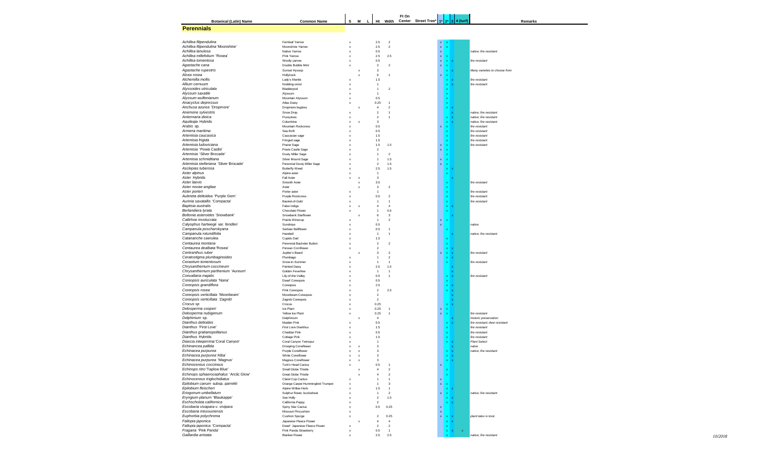## Perennials

| Botanical (Latin) Name | Common Name | S | M | L | Ht | Wdth | Ft On Center | Street Tree* | 1* | 2* | 3 | 4 (turf) | Remarks |
|---|---|---|---|---|---|---|---|---|---|---|---|---|---|
| *Achillea filipendulina* | Fernleaf Yarrow | x | | | 2.5 | 2 | | | x | x | | | |
| *Achillea filipendulina* 'Moonshine' | Moonshine Yarrow | x | | | 2.5 | 2 | | | x | x | | | |
| *Achillea lanulosa* | Native Yarrow | x | | | 0.5 | | | | x | | | | *native; fire resistant* |
| *Achillea millefolium* 'Rosea' | Pink Yarrow | x | | | 2.5 | 2.5 | | | x | x | | | |
| *Achillea tomentosa* | Woolly yarrow | x | | | 0.5 | | | | x | x | x | | *fire resistant* |
| *Agastache cana* | Double Bubble Mint | x | | | 2 | 2 | | | x | x | | | |
| *Agastache rupestris* | Sunset Hyssop | | x | | 3 | | | | | x | x | | *Many varieties to choose from* |
| *Alcea rosea* | Hollyhock | | x | | 6 | 1 | | | x | x | | | |
| *Alchemilla mollis* | Lady's Mantle | x | | | 1.5 | | | | | x | x | | *fire resistant* |
| *Allium cernuum* | Nodding onion | x | | | 1 | | | | | x | x | | *fire resistant* |
| *Alyssoides utriculata* | Bladderpod | x | | | 1 | 2 | | | | x | | | |
| *Alyssum saxatile* | Alyssum | x | | | 1 | | | | | x | | | |
| *Alyssum wulfenianum* | Mountain Alyssum | x | | | 0.5 | | | | | x | | | |
| *Anacyclus depressus* | Atlas Daisy | x | | | 0.25 | 1 | | | | x | | | |
| *Anchusa azurea* 'Dropmore' | Dropmore bugloss | | x | | 4 | 2 | | | | x | x | | |
| *Anemone sylvestris* | Snow Drop | x | | | 2 | 1 | | | | | x | | *native; fire resistant* |
| *Antennaria dioica* | Pussytoes | x | | | 2 | 1 | | | | x | x | | *native; fire resistant* |
| *Aquilegia* Hybrids | Columbine | x | x | | 3 | | | | | x | x | | *native; fire resistant* |
| *Arabis* sp. | Mountain Rockcress | x | | | 0.5 | | | | x | x | | | *fire resistant* |
| *Armeria maritima* | Sea thrift | x | | | 0.5 | | | | | x | | | *fire resistant* |
| *Artemisia caucasica* | Caucasian sage | x | | | 1.5 | | | | | x | | | *fire resistant* |
| *Artemisia frigida* | Fringed sage | x | | | 1.5 | | | | | x | | | *fire resistant* |
| *Artemisia ludoviciana* | Prairie Sage | x | | | 1.5 | 1.5 | | | x | x | | | *fire resistant* |
| *Artemisia* 'Powis Castle' | Powis Castle Sage | x | | | 2 | | | | x | x | | | |
| *Artemisia* 'Silver Brocade' | Dusty Miller Sage | x | | | 1 | 2 | | | | x | | | |
| *Artemisia schmidtiana* | Silver Mound Sage | x | | | 1 | 1.5 | | | x | x | | | |
| *Artemisia stelleriana* 'Silver Brocade' | Perennial Dusty Miller Sage | x | | | 2 | 1.5 | | | x | x | | | |
| *Asclepias tuberosa* | Butterfly Weed | x | | | 2.5 | 1.5 | | | | x | x | | |
| *Aster alpinus* | Alpine aster | x | | | 1 | | | | | x | | | |
| *Aster* Hybrids | Fall Aster | x | x | | 3 | | | | | | x | | |
| *Aster laevis* | Smooth Aster | | x | | 3.5 | | | | | x | | | *fire resistant* |
| *Aster novae-angliae* | Aster | | x | | 3 | 2 | | | | x | | | |
| *Aster porteri* | Porter aster | x | | | 1 | | | | | x | | | *fire resistant* |
| *Aubrieta deltoidea* 'Purple Gem' | Purple Rockcress | x | | | 0.5 | 2 | | | | x | | | *fire resistant* |
| *Aurinia saxatalis* 'Compacta' | Basket-of-Gold | x | | | 1 | 1 | | | | x | | | *fire resistant* |
| *Baptisia australis* | False Indigo | x | x | | 4 | 4 | | | | x | x | | |
| *Berlandiera lyrata* | Chocolate Flower | x | | | 1 | 0.5 | | | | x | | | |
| *Boltonia asteroides* 'Snowbank' | Snowbank Starflower | | x | | 6 | 3 | | | | | x | | |
| *Callirhoe involucrata* | Prairie Winecup | x | | | 1 | 2 | | | x | x | | | |
| *Calyophus hartwegii* var. *fendleri* | Sundrops | x | | | 0.5 | | | | x | | | | *native* |
| *Campanula poscharskyana* | Serbian Bellflower | x | | | 0.5 | 1 | | | | x | | | |
| *Campanula rotundifolia* | Harebell | x | | | 1 | 1 | | | | | x | | *native; fire resistant* |
| *Catananche caerulea* | Cupids Dart | x | | | 1.5 | | | | | x | | | |
| *Centaurea montana* | Perennial Bachelor Button | x | | | 2 | 2 | | | | x | | | |
| *Centaurea dealbata* 'Rosea' | Persian Cornflower | x | | | 2 | | | | | x | x | | |
| *Centranthus ruber* | Jupiter's Beard | | x | | 3 | 2 | | | x | x | x | | *fire resistant* |
| *Ceratostigma plumbaginoides* | Plumbago | x | | | 1 | 2 | | | | x | x | | |
| *Cerastium tomentosum* | Snow-in-Summer | x | | | 1 | 1 | | | | x | | | *fire resistant* |
| *Chrysanthemum coccineum* | Painted Daisy | x | | | 2.5 | 1.5 | | | | | x | | |
| *Chrysanthemum parthenium* 'Aureum' | Golden Feverfew | x | | | 1 | 1 | | | | | x | | |
| *Convallaria majalis* | Lily-of-the-Valley | x | | | 0.5 | 1 | | | | x | x | | *fire resistant* |
| *Coreopsis auriculata* 'Nana' | Dwarf Coreopsis | x | | | 0.5 | | | | | x | | | |
| *Coreopsis grandiflora* | Coreopsis | x | | | 2.5 | | | | | x | x | | |
| *Coreopsis rosea* | Pink Coreopsis | x | | | 2 | 2.5 | | | | x | x | | |
| *Coreopsis verticillata* 'Moonbeam' | Moonbeam Coreopsis | x | | | 2 | | | | | | x | | |
| *Coreopsis verticillata* 'Zagreb' | Zagreb Coreopsis | x | | | 2 | | | | | | x | | |
| *Crocus sp* | Crocus | x | | | 0.25 | | | | | x | x | | |
| *Delosperma cooperi* | Ice Plant | x | | | 0.25 | 1 | | | x | x | | | |
| *Delosperma nubigenum* | Yellow Ice Plant | x | | | 0.25 | 1 | | | x | x | | | *fire resistant* |
| *Delphinium* sp. | Delphinium | | x | | 4 | | | | | | x | | *historic preservation* |
| *Dianthus deltoides* | Maiden Pink | x | | | 0.5 | | | | | x | x | | *fire resistant; deer resistant* |
| *Dianthus* 'First Love' | First Love Dianthus | x | | | 1.5 | | | | | x | | | *fire resistant* |
| *Dianthus gratianopolitanus* | Cheddar Pink | x | | | 0.5 | | | | | x | | | *fire resistant* |
| *Dianthus* Hybrids | Cottage Pink | x | | | 1.5 | | | | | x | | | *fire resistant* |
| *Diascia integerrima* 'Coral Canyon' | Coral Canyon Twinspur | x | | | 1 | | | | | x | x | | *Plant Select* |
| *Echinancea pallida* | Drooping Coneflower | x | x | | 3 | | | | | | x | | *native* |
| *Echinacea purpurea* | Purple Coneflower | x | x | | 3 | | | | | x | x | | *native; fire resistant* |
| *Echinacea purpurea* 'Alba' | White Coneflower | x | x | | 3 | | | | | x | x | | |
| *Echinacea purpurea* 'Magnus' | Magnus Coneflower | x | x | | 3 | | | | | x | x | | |
| *Echinocereus coccineus* | Turk's Head Cactus | x | | | 0.5 | 1 | | | x | | | | |
| *Echinops ritro* 'Taplow Blue' | Small Globe Thistle | | x | | 4 | 2 | | | | x | | | |
| *Echinops sphaerocephalus* 'Arctic Glow' | Great Globe Thistle | | x | | 4 | 2 | | | | x | | | |
| *Echinocereus triglochidiatus* | Claret Cup Cactus | x | | | 1 | 1 | | | x | | | | |
| *Epilobium canum* subsp. *garrettii* | Orange Carpet Hummingbird Trumpet | x | | | 1 | 3 | | | x | x | | | |
| *Epilobium fleischeri* | Alpine Willow Herb | x | | | 1.5 | 1 | | | | x | x | | |
| *Eriogonum umbellatum* | Sulphur flower, buckwheat | x | | | 1 | 2 | | | x | x | | | *native; fire resistant* |
| *Eryngium planum* 'Blaukappe' | Sea Holly | x | | | 2 | 1.5 | | | | x | x | | |
| *Eschscholzia californica* | California Poppy | x | | | 2 | | | | | x | x | | |
| *Escobaria vivapara* v. *vivipara* | Spiny Star Cactus | x | | | 0.5 | 0.25 | | | x | | | | |
| *Escobaria missouriensis* | Missouri Pincushion | x | | | | | | | x | | | | |
| *Euphorbia polychroma* | Cushion Spurge | x | | | 2 | 0.25 | | | x | x | x | | *plant latex is toxic* |
| *Fallopia japonica* | Japanese Fleece Flower | | x | | 4 | 4 | | | | x | x | | |
| *Fallopia japonica* 'Compacta' | Dwarf Japanese Fleece Flower | x | | | 2 | 2 | | | | x | | | |
| *Fragaria* 'Pink Panda' | Pink Panda Strawberry | x | | | 0.5 | 1 | | | | x | x | x | |
| *Gaillardia aristata* | Blanket Flower | x | | | 2.5 | 2.5 | | | | x | | | *native; fire resistant* |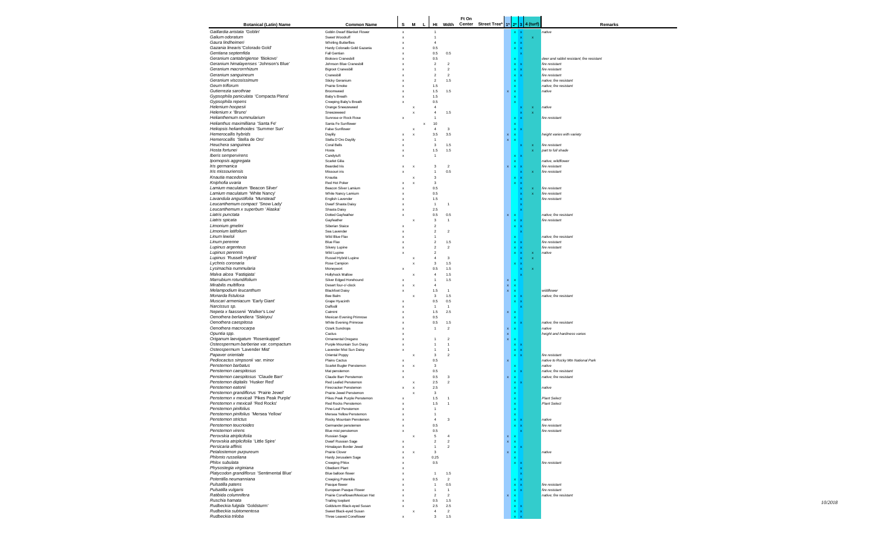| Botanical (Latin) Name | Common Name | S | M | L | Ht | Wdth | Ft On Center | Street Tree* | 1* | 2* | 3 | 4 (turf) | Remarks |
|---|---|---|---|---|---|---|---|---|---|---|---|---|---|
| Gaillardia aristata 'Goblin' | Goblin Dwarf Blanket Flower | x | | | 1 | | | | | x | x | | native |
| Galium odoratum | Sweet Woodruff | x | | | 1 | | | | | | x | x | |
| Gaura lindheimeri | Whirling Butterflies | x | | | 4 | | | | | x | x | | |
| Gazania linearis 'Colorado Gold' | Hardy Colorado Gold Gazania | x | | | 0.5 | | | | | x | x | | |
| Gentiana septemfida | Fall Gentian | x | | | 0.5 | 0.5 | | | | | x | | |
| Geranium cantabrigiense 'Biokovo' | Biokovo Cranesbill | x | | | 0.5 | | | | | x | | | deer and rabbit resistant; fire resistant |
| Geranium himalayense 'Johnson's Blue' | Johnson Blue Cranesbill | x | | | 2 | 2 | | | | x | x | | fire resistant |
| Geranium macrorrhizum | Bigroot Cranesbill | x | | | 1 | 2 | | | | x | x | | fire resistant |
| Geranium sanguineum | Cranesbill | x | | | 2 | 2 | | | | x | x | | fire resistant |
| Geranium viscosissimum | Sticky Geranium | x | | | 2 | 1.5 | | | | x | | | native; fire resistant |
| Geum triflorum | Prairie Smoke | x | | | 1.5 | | | | | x | | | native; fire resistant |
| Gutierrezia sarothrae | Broomweed | x | | | 1.5 | 1.5 | | | x | x | | | native |
| Gypsophila paniculata 'Compacta Plena' | Baby's Breath | x | | | 1.5 | | | | | x | | | |
| Gypsophila repens | Creeping Baby's Breath | x | | | 0.5 | | | | | x | | | |
| Helenium hoopesii | Orange Sneezeweed | | x | | 4 | | | | | | x | x | native |
| Helenium x 'Bruno' | Sneezeweed | | x | | 4 | 1.5 | | | | | x | x | |
| Helianthemum nummularium | Sunrose or Rock Rose | x | | | 1 | | | | | x | x | | fire resistant |
| Helianthus maximilliana 'Santa Fe' | Santa Fe Sunflower | | | x | 10 | | | | | x | | | |
| Heliopsis helianthoides 'Summer Sun' | False Sunflower | | x | | 4 | 3 | | | | x | x | | |
| Hemerocallis hybrids | Daylily | x | x | | 3.5 | 3.5 | | | x | x | | | height varies with variety |
| Hemerocallis 'Stella de Oro' | Stella D'Oro Daylily | x | | | 1 | | | | x | x | | | |
| Heuchera sanguinea | Coral Bells | x | | | 3 | 1.5 | | | | | x | x | fire resistant |
| Hosta fortunei | Hosta | x | | | 1.5 | 1.5 | | | | | | x | part to full shade |
| Iberis sempervirens | Candytuft | x | | | 1 | | | | | x | x | | |
| Ipomopsis aggregata | Scarlet Gilia | | | | | | | | | x | | | native, wildflower |
| Iris germanica | Bearded Iris | x | x | | 3 | 2 | | | x | x | x | | fire resistant |
| Iris missouriensis | Missouri iris | x | | | 1 | 0.5 | | | | | x | x | fire resistant |
| Knautia macedonia | Knautia | | x | | 3 | | | | | x | x | | |
| Kniphofia uvaria | Red Hot Poker | x | x | | 3 | | | | | x | x | | |
| Lamium maculatum 'Beacon Silver' | Beacon Silver Lamium | x | | | 0.5 | | | | | | x | x | fire resistant |
| Lamium maculatum 'White Nancy' | White Nancy Lamium | x | | | 0.5 | | | | | | x | x | fire resistant |
| Lavandula angustifolia 'Munstead' | English Lavender | x | | | 1.5 | | | | | | x | | fire resistant |
| Leucanthemum compact 'Snow Lady' | Dwarf Shasta Daisy | x | | | 1 | 1 | | | | | x | | |
| Leucanthemum x superbum 'Alaska' | Shasta Daisy | x | | | 2.5 | | | | | | x | | |
| Liatris punctata | Dotted Gayfeather | x | | | 0.5 | 0.5 | | | x | x | | | native; fire resistant |
| Liatris spicata | Gayfeather | | x | | 3 | 1 | | | | x | x | | fire resistant |
| Limonium gmelini | Siberian Statice | x | | | 2 | | | | | x | x | | |
| Limonium latifolium | Sea Lavender | x | | | 2 | 2 | | | | | x | | |
| Linum lewisii | Wild Blue Flax | x | | | 1 | | | | | x | | | native; fire resistant |
| Linum perenne | Blue Flax | x | | | 2 | 1.5 | | | | x | x | | fire resistant |
| Lupinus argenteus | Silvery Lupine | x | | | 2 | 2 | | | | x | x | | fire resistant |
| Lupinus perennis | Wild Lupine | x | | | 2 | | | | | x | x | x | native |
| Lupinus 'Russell Hybrid' | Russel Hybrid Lupine | | x | | 4 | 3 | | | | | x | x | |
| Lychnis coronaria | Rose Campion | | x | | 3 | 1.5 | | | | x | x | | |
| Lysimachia nummularia | Moneywort | x | | | 0.5 | 1.5 | | | | | x | x | |
| Malva alcea 'Fastigiata' | Hollyhock Mallow | | x | | 4 | 1.5 | | | | | x | | |
| Marrubium rotundifolium | Silver Edged Horehound | x | | | 1 | 1.5 | | | x | x | | | |
| Mirabilis multiflora | Desert four-o'-clock | x | x | | 4 | | | | x | x | | | |
| Melampodium leucanthum | Blackfoot Daisy | x | | | 1.5 | 1 | | | x | x | | | wildflower |
| Monarda fistulosa | Bee Balm | | x | | 3 | 1.5 | | | | x | x | | native; fire resistant |
| Muscari armeniacum 'Early Giant' | Grape Hyacinth | x | | | 0.5 | 0.5 | | | | x | x | | |
| Narcissus sp. | Daffodil | x | | | 1 | 1 | | | | | x | | |
| Nepeta x faassenii 'Walker's Low' | Catmint | x | | | 1.5 | 2.5 | | | x | x | | | |
| Oenothera berlandiera 'Siskiyou' | Mexican Evening Primrose | x | | | 0.5 | | | | | x | | | |
| Oenothera caespitosa | White Evening Primrose | x | | | 0.5 | 1.5 | | | | x | x | | native; fire resistant |
| Oenothera macrocarpa | Ozark Sundrops | x | | | 1 | 2 | | | x | x | | | native |
| Opuntia spp. | Cactus | x | | | | | | | x | | | | height and hardiness varies |
| Origanum laevigatum 'Rosenkuppel' | Ornamental Oregano | x | | | 1 | 2 | | | x | x | | | |
| Osteospermum barberiae var. compactum | Purple Mountain Sun Daisy | x | | | 1 | 1 | | | | x | x | | |
| Osteospermum 'Lavender Mist' | Lavender Mist Sun Daisy | x | | | 1 | 1 | | | | x | x | | |
| Papaver orientale | Oriental Poppy | | x | | 3 | 2 | | | | x | x | | fire resistant |
| Pediocactus simpsonii var. minor | Plains Cactus | x | | | 0.5 | | | | x | | | | native to Rocky Mtn National Park |
| Penstemon barbatus | Scarlet Bugler Penstemon | x | x | | 3 | | | | | x | | | native |
| Penstemon caespitosus | Mat penstemon | x | | | 0.5 | | | | | x | x | | native; fire resistant |
| Penstemon caespitosus 'Claude Barr' | Claude Barr Penstemon | x | | | 0.5 | 3 | | | x | x | | | native; fire resistant |
| Penstemon digitalis 'Husker Red' | Red Leafed Penstemon | | x | | 2.5 | 2 | | | | x | x | | |
| Penstemon eatonii | Firecracker Penstemon | x | x | | 2.5 | | | | | x | | | native |
| Penstemon grandiflorus 'Prairie Jewel' | Prairie Jewel Penstemon | | x | | 3 | | | | | x | | | |
| Penstemon x mexicali 'Pikes Peak Purple' | Pikes Peak Purple Penstemon | x | | | 1.5 | 1 | | | | x | | | Plant Select |
| Penstemon x mexicali 'Red Rocks' | Red Rocks Penstemon | x | | | 1.5 | 1 | | | | x | | | Plant Select |
| Penstemon pinifolius | Pine-Leaf Penstemon | x | | | 1 | | | | | x | | | |
| Penstemon pinifolius 'Mersea Yellow' | Mersea Yellow Penstemon | x | | | 1 | | | | | x | | | |
| Penstemon strictus | Rocky Mountain Penstemon | x | | | 4 | 3 | | | | x | x | | native |
| Penstemon teucrioides | Germander penstemon | x | | | 0.5 | | | | | x | x | | fire resistant |
| Penstemon virens | Blue mist penstemon | x | | | 0.5 | | | | | | x | | fire resistant |
| Perovskia atriplicifolia | Russian Sage | | x | | 5 | 4 | | | x | x | | | |
| Perovskia atriplicifolia 'Little Spire' | Dwarf Russian Sage | x | | | 2 | 2 | | | x | x | | | |
| Persicaria affinis | Himalayan Border Jewel | x | | | 1 | 2 | | | | x | x | | |
| Petalostemon purpureum | Prairie Clover | x | x | | 3 | | | | x | x | | | native |
| Phlomis russeliana | Hardy Jerusalem Sage | x | | | 0.25 | | | | | x | | | |
| Phlox subulata | Creeping Phlox | x | | | 0.5 | | | | | x | x | | fire resistant |
| Physostegia virginiana | Obedient Plant | x | | | | | | | | | x | | |
| Platycodon grandiflorus 'Sentimental Blue' | Blue balloon flower | x | | | 1 | 1.5 | | | | | x | | |
| Potentilla neumanniana | Creeping Potentilla | x | | | 0.5 | 2 | | | | x | x | | |
| Pulsatilla patens | Pasque flower | x | | | 1 | 0.5 | | | | x | x | | fire resistant |
| Pulsatilla vulgaris | European Pasque Flower | x | | | 1 | 1 | | | | x | x | | fire resistant |
| Ratibida columnifera | Prairie Coneflower/Mexican Hat | x | | | 2 | 2 | | | x | x | | | native; fire resistant |
| Ruschia hamata | Trailing Iceplant | x | | | 0.5 | 1.5 | | | | x | | | |
| Rudbeckia fulgida 'Goldsturm' | Goldsturm Black-eyed Susan | x | | | 2.5 | 2.5 | | | | x | x | | |
| Rudbeckia subtomentosa | Sweet Black-eyed Susan | | x | | 4 | 2 | | | | x | x | | |
| Rudbeckia triloba | Three Leaved Coneflower | x | | | 3 | 1.5 | | | | x | x | | |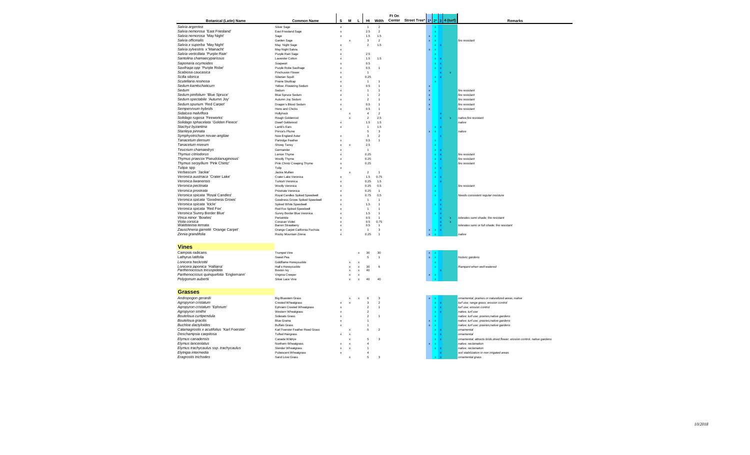| Botanical (Latin) Name | Common Name | S | M | L | Ht | Wdth | Ft On Center | Street Tree* | 1* | 2* | 3 | 4 (turf) | Remarks |
|---|---|---|---|---|---|---|---|---|---|---|---|---|---|
| *Salvia argentea* | Silver Sage | x | | | 1 | 2 | | | | x | | | |
| *Salvia nemorosa* 'East Friesland' | East Friesland Sage | x | | | 2.5 | 2 | | | | x | | | |
| *Salvia nemorosa* 'May Night' | Sage | x | | | 1.5 | 1.5 | | | x | x | | | |
| *Salvia officinalis* | Garden Sage | | x | | 3 | 2 | | | x | x | | | *fire resistant* |
| *Salvia x superba* 'May Night' | May Night Sage | x | | | 2 | 1.5 | | | | x | x | | |
| *Salvia sylvestris* x 'Mainacht' | May Night Salvia | x | | | | | | | x | x | | | |
| *Salvia verticillata* 'Purple Rain' | Purple Rain Sage | x | | | 2.5 | | | | | x | | | |
| *Santolina chamaecyparissus* | Lavender Cotton | x | | | 1.5 | 1.5 | | | | x | x | | |
| *Saponaria ocymoides* | Soapwort | x | | | 0.5 | | | | | x | x | | |
| *Saxifraga opp* 'Purple Robe' | Purple Robe Saxifrage | x | | | 0.5 | 1 | | | | x | x | | |
| *Scabiosa caucasica* | Pinchusion Flower | x | | | 1 | | | | | | x | x | |
| *Scilla sibirica* | Siberian Squill | x | | | 0.25 | | | | | x | x | | |
| *Scutellaria resinosa* | Prairie Skullcap | x | | | 1 | 1 | | | | x | | | |
| *Sedum kamtschaticum* | Yellow -Flowering Sedum | x | | | 0.5 | 1 | | | x | | | | |
| *Sedum* | Sedum | x | | | 1 | 1 | | | x | | | | *fire resistant* |
| *Sedum pinifolium* 'Blue Spruce' | Blue Spruce Sedum | x | | | 1 | 2 | | | x | | | | *fire resistant* |
| *Sedum spectabile* 'Autumn Joy' | Autumn Joy Sedum | x | | | 2 | 1 | | | x | | | | *fire resistant* |
| *Sedum spurium* 'Red Carpet' | Dragon's Blood Sedum | x | | | 0.5 | 1 | | | x | | | | *fire resistant* |
| *Sempervivum hybrids* | Hens and Chicks | x | | | 0.5 | 1 | | | x | | | | *fire resistant* |
| *Sidalcea malviflora* | Hollyhock | | x | | 4 | 2 | | | | | x | | |
| *Solidago rugosa* 'Fireworks' | Rough Goldenrod | | x | | 2 | 2.5 | | | | | x | x | *native;fire resistant* |
| *Solidago sphacelata* 'Golden Fleece' | Dwarf Goldenrod | x | | | 1.5 | 1.5 | | | | | | | *native* |
| *Stachyz byzantina* | Lamb's Ears | x | | | 1 | 1.5 | | | | x | x | | |
| *Stanleya pinnata* | Prince's Plume | | | | 5 | 3 | | | x | x | | | *native* |
| *Symphyotrichum novae-angliae* | New England Aster | x | | | 3 | 2 | | | | | x | | |
| *Tanacetum densum* | Partridge Feather | x | | | 0.5 | 1 | | | | x | | | |
| *Tanacetum niveum* | Showy Tansy | x | x | | 2.5 | | | | | x | | | |
| *Teucrium chamaedrys* | Germander | x | | | 1 | | | | | x | x | | |
| *Thymus citriodorus* | Lemon Thyme | x | | | 0.25 | | | | | x | x | | *fire resistant* |
| *Thymus praecox* 'Pseudolanuginosus' | Woolly Thyme | x | | | 0.25 | | | | | x | x | | *fire resistant* |
| *Thymus serpyllum* 'Pink Chintz' | Pink Chintz Creeping Thyme | x | | | 0.25 | | | | | x | | | *fire resistant* |
| *Tulipa* spp | Tulip | x | | | | | | | | x | x | | |
| *Verbascum* 'Jackie' | Jackie Mullien | | x | | 2 | 1 | | | | x | | | |
| *Veronica austriaca* 'Crater Lake' | Crater Lake Veronica | x | | | 1.5 | 0.75 | | | | x | x | | |
| *Veronica liwanensis* | Turkish Veronica | x | | | 0.25 | 1.5 | | | | | x | | |
| *Veronica pectinata* | Woolly Veronica | x | | | 0.25 | 0.5 | | | | x | | | *fire resistant* |
| *Veronica prostrata* | Prostrate Veronica | x | | | 0.25 | 1 | | | | x | | | |
| *Veronica spicata* 'Royal Candles' | Royal Candles Spiked Speedwell | x | | | 0.75 | 0.5 | | | | x | | | *Needs consistent regular moisture* |
| *Veronica spicata* 'Goodness Grows' | Goodness Grows Spiked Speedwell | x | | | 1 | 1 | | | | | x | | |
| *Veronica spicata* 'Icicle' | Spiked White Speedwell | x | | | 1.5 | 1 | | | | x | x | | |
| *Veronica spicata* 'Red Fox' | Red Fox Spiked Speedwell | x | | | 1 | 1 | | | | | x | | |
| *Veronica* 'Sunny Border Blue' | Sunny Border Blue Veronica | x | | | 1.5 | 1 | | | | x | x | | |
| *Vinca minor* 'Bowles' | Periwinkle | x | | | 0.5 | 1 | | | | | x | x | *tolerates semi-shade; fire resistant* |
| *Viola corsica* | Corsican Violet | x | | | 0.5 | 0.75 | | | | | x | x | |
| *Waldsteinia ternata* | Barren Strawberry | x | | | 0.5 | 1 | | | | | x | | *tolerates semi or full shade; fire resistant* |
| *Zauschneria garrettii* 'Orange Carpet' | Orange Carpet California Fuchsia | x | | | 1 | 3 | | | x | x | x | | |
| *Zinnia grandifolia* | Rocky Mountain Zinnia | x | | | 0.25 | 1 | | | x | x | | | *native* |

## Vines

| Botanical (Latin) Name | Common Name | S | M | L | Ht | Wdth | Ft On Center | Street Tree* | 1* | 2* | 3 | 4 (turf) | Remarks |
|---|---|---|---|---|---|---|---|---|---|---|---|---|---|
| Campsis radicans | Trumpet Vine | | | x | 30 | 30 | | | x | x | | | |
| Lathyrus latifolia | Sweet Pea | | | | 5 | 1 | | | x | x | | | *historic gardens* |
| Lonicera heckrottii | Goldflame Honeysuckle | | x | x | | | | | | x | | | |
| Lonicera japonica 'Halliana' | Hall's Honeysuckle | | x | x | 30 | 6 | | | | x | | | *Rampant when well-watered* |
| Parthenocissus tricuspidata | Boston Ivy | | x | x | 40 | | | | | | x | | |
| Parthenocissus quinquefolia 'Englemannii' | Virginia Creeper | | x | x | | | | | x | x | | | |
| Polygonum aubertii | Silver Lace Vine | | x | x | 40 | 40 | | | | x | | | |

## Grasses

| Botanical (Latin) Name | Common Name | S | M | L | Ht | Wdth | Ft On Center | Street Tree* | 1* | 2* | 3 | 4 (turf) | Remarks |
|---|---|---|---|---|---|---|---|---|---|---|---|---|---|
| *Andropogon gerardii* | Big Bluestem Grass | | x | x | 6 | 3 | | | x | x | | | *ornamental; prairies or naturalized areas; native* |
| *Agropyron cristatum* | Crested Wheatgrass | x | x | | 3 | 2 | | | | x | x | | *turf use; range grass; erosion control* |
| *Agropyron cristatum* 'Ephrium' | Ephraim Crested Wheatgrass | x | | | 2 | 1 | | | | x | x | | *turf use; erosion control* |
| *Agropyron smithii* | Western Wheatgrass | x | | | 2 | | | | | x | x | | *native, turf use* |
| *Bouteloua curtipendula* | Sideoats Grass | x | | | 2 | 1 | | | | x | | | *native; turf use; prairies,native gardens* |
| *Bouteloua gracilis* | Blue Grama | x | | | 1 | | | | x | x | | | *native; turf use; prairies,native gardens* |
| *Buchloe dactyloides* | Buffalo Grass | x | | | 1 | | | | x | x | | | *native; turf use; prairies,native gardens* |
| *Calamagrostis x acutifolius* 'Karl Foerster' | Karl Foerster Feather Reed Grass | | x | | 5 | 2 | | | | x | x | | *ornamental* |
| *Deschampsia caepitosa* | Tufted Hairgrass | x | x | | | | | | | x | x | | *ornamental* |
| *Elymus canadensis* | Canada Wildrye | | x | | 5 | 3 | | | | x | x | | *ornamental; attracts birds,dried flower, erosion control, native gardens* |
| *Elymus lanceolatus* | Northern Wheatgrass | x | x | | 4 | | | | x | x | | | *native, reclamation* |
| *Elymus trachycaulus ssp. trachycaulus* | Slender Wheatgrass | x | x | | 1 | | | | | x | x | | *native, reclamation* |
| *Elytrigia intermedia* | Pubescent Wheatgrass | x | | | 4 | | | | | | x | | *soil stabilization in non irrigated areas* |
| *Eragrostis trichodes* | Sand Love Grass | | x | | 5 | 3 | | | | x | x | | *ornamental grass* |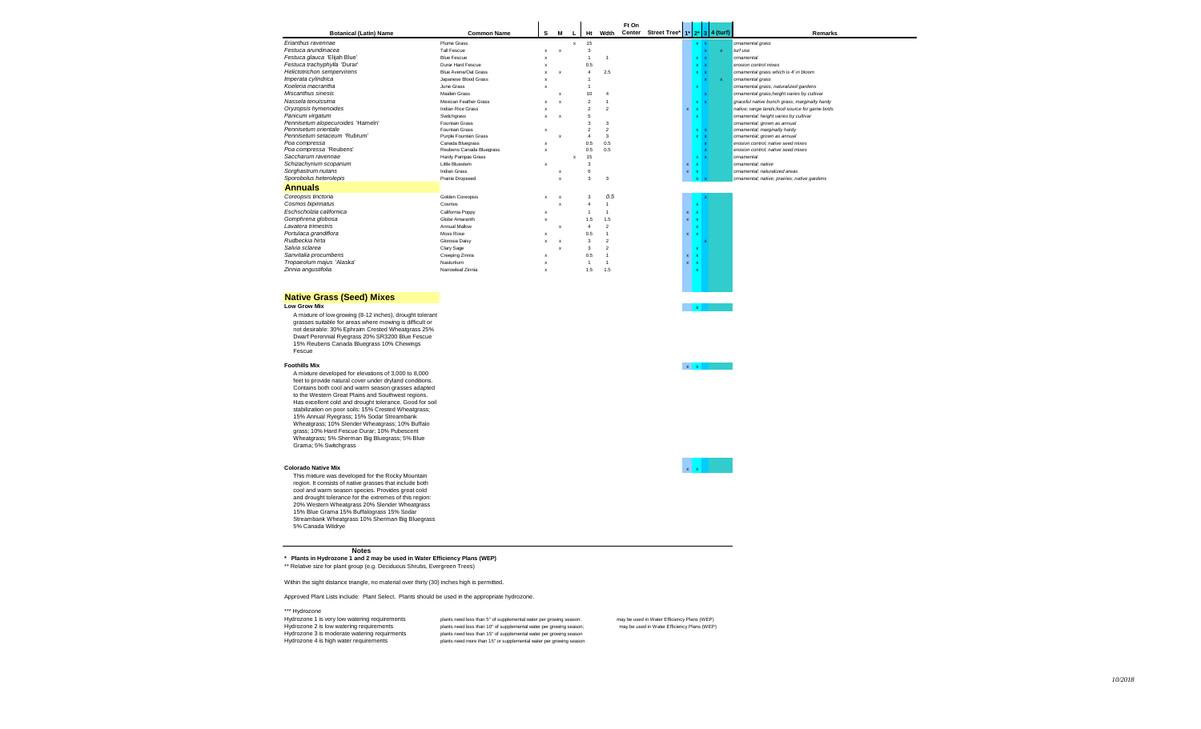| Botanical (Latin) Name | Common Name | S | M | L | Ht | Wdth | Ft On Center | Street Tree* | 1* | 2* | 3 | 4 (turf) | Remarks |
|---|---|---|---|---|---|---|---|---|---|---|---|---|---|
| *Erianthus ravennae* | Plume Grass | | | x | 15 | | | | | x | x | | ornamental grass |
| *Festuca arundinacea* | Tall Fescue | x | x | | 3 | | | | | | x | x | turf use |
| *Festuca glauca* 'Elijah Blue' | Blue Fescue | x | | | 1 | 1 | | | | x | x | | ornamental |
| *Festuca trachyphylla* 'Durar' | Durar Hard Fescue | x | | | 0.5 | | | | | x | x | | erosion control mixes |
| *Helictotrichon sempervirens* | Blue Avena/Oat Grass | x | x | | 4 | 2.5 | | | | x | x | | ornamental grass which is 4' in bloom |
| *Imperata cylindrica* | Japanese Blood Grass | x | | | 1 | | | | | | x | x | ornamental grass |
| *Koeleria macrantha* | June Grass | x | | | 1 | | | | | x | | | ornamental grass; naturalized gardens |
| *Miscanthus sinesis* | Maiden Grass | | x | | 10 | 4 | | | | | x | | ornamental grass;height varies by cultivar |
| *Nassela tenuissima* | Mexican Feather Grass | x | x | | 2 | 1 | | | | x | x | | graceful native bunch grass; marginally hardy |
| *Oryzopsis hymenoides* | Indian Rice Grass | x | | | 2 | 2 | | | x | x | | | native; range lands;food source for game birds |
| *Panicum virgatum* | Switchgrass | x | x | | 5 | | | | | x | | | ornamental; height varies by cultivar |
| *Pennisetum alopecuroides* 'Hameln' | Fountain Grass | | | | 3 | 3 | | | | | | | ornamental; grown as annual |
| *Pennisetum orientale* | Fountain Grass | x | | | 2 | 2 | | | | x | x | | ornamental; marginally hardy |
| *Pennisetum setaceum* 'Rubrum' | Purple Fountain Grass | | x | | 4 | 3 | | | | x | x | | ornamental; grown as annual |
| *Poa compressa* | Canada Bluegrass | x | | | 0.5 | 0.5 | | | | | x | | erosion control; native seed mixes |
| *Poa compressa* 'Reubens' | Reubens Canada Bluegrass | x | | | 0.5 | 0.5 | | | | | x | | erosion control; native seed mixes |
| *Saccharum ravennae* | Hardy Pampas Grass | | | x | 15 | | | | | x | x | | ornamental |
| *Schizachyrium scoparium* | Little Bluestem | x | | | 3 | | | | x | x | | | ornamental; native |
| *Sorghastrum nutans* | Indian Grass | | x | | 6 | | | | x | x | | | ornamental; naturalized areas |
| *Sporobolus heterolepis* | Prairie Dropseed | | x | | 3 | 3 | | | | x | x | | ornamental; native; prairies; native gardens |
| **Annuals** | | | | | | | | | | | | | |
| *Coreopsis tinctoria* | Golden Coreopsis | x | x | | 3 | 0.5 | | | | | x | | |
| *Cosmos bipinnatus* | Cosmos | | x | | 4 | 1 | | | | x | | | |
| *Eschscholzia californica* | California Poppy | x | | | 1 | 1 | | | x | x | | | |
| *Gomphrena globosa* | Globe Amaranth | x | | | 1.5 | 1.5 | | | x | x | | | |
| *Lavatera trimestris* | Annual Mallow | | x | | 4 | 2 | | | | x | | | |
| *Portulaca grandiflora* | Moss Rose | x | | | 0.5 | 1 | | | x | x | | | |
| *Rudbeckia hirta* | Glorosia Daisy | x | x | | 3 | 2 | | | | | x | | |
| *Salvia sclarea* | Clary Sage | | x | | 3 | 2 | | | | x | | | |
| *Sanvitalia procumbens* | Creeping Zinnia | x | | | 0.5 | 1 | | | x | x | | | |
| *Tropaeolum majus* 'Alaska' | Nasturium | x | | | 1 | 1 | | | x | x | | | |
| *Zinnia angustifolia* | Narrowleaf Zinnia | x | | | 1.5 | 1.5 | | | | x | | | |

## Native Grass (Seed) Mixes

| Mix | 1* | 2* | 3 | 4 (turf) |
|---|---|---|---|---|
| **Low Grow Mix** — A mixture of low growing (8-12 inches), drought tolerant grasses suitable for areas where mowing is difficult or not desirable: 30% Ephraim Crested Wheatgrass 25% Dwarf Perennial Ryegrass 20% SR3200 Blue Fescue 15% Reubens Canada Bluegrass 10% Chewings Fescue | | x | | |
| **Foothills Mix** — A mixture developed for elevations of 3,000 to 8,000 feet to provide natural cover under dryland conditions. Contains both cool and warm season grasses adapted to the Western Great Plains and Southwest regions. Has excellent cold and drought tolerance. Good for soil stabilization on poor soils: 15% Crested Wheatgrass; 15% Annual Ryegrass; 15% Sodar Streambank Wheatgrass; 10% Slender Wheatgrass; 10% Buffalo grass; 10% Hard Fescue Durar; 10% Pubescent Wheatgrass; 5% Sherman Big Bluegrass; 5% Blue Grama; 5% Switchgrass | x | x | | |
| **Colorado Native Mix** — This mixture was developed for the Rocky Mountain region. It consists of native grasses that include both cool and warm season species. Provides great cold and drought tolerance for the extremes of this region: 20% Western Wheatgrass 20% Slender Wheatgrass 15% Blue Grama 15% Buffalograss 15% Sodar Streambank Wheatgrass 10% Sherman Big Bluegrass 5% Canada Wildrye | x | x | | |

**Notes**

**\* Plants in Hydrozone 1 and 2 may be used in Water Efficiency Plans (WEP)**

** Relative size for plant group (e.g. Deciduous Shrubs, Evergreen Trees)

Within the sight distance triangle, no material over thirty (30) inches high is permitted.

Approved Plant Lists include: Plant Select. Plants should be used in the appropriate hydrozone.

*** Hydrozone

| | | |
|---|---|---|
| Hydrozone 1 is very low watering requirements | plants need less than 5" of supplemental water per growing season; | may be used in Water Efficiency Plans (WEP) |
| Hydrozone 2 is low watering requirements | plants need less than 10" of supplemental water per growing season; | may be used in Water Efficiency Plans (WEP) |
| Hydrozone 3 is moderate watering requirments | plants need less than 15" of supplemental water per growing season | |
| Hydrozone 4 is high water requirements | plants need more than 15" or supplemental water per growing season | |

10/2018